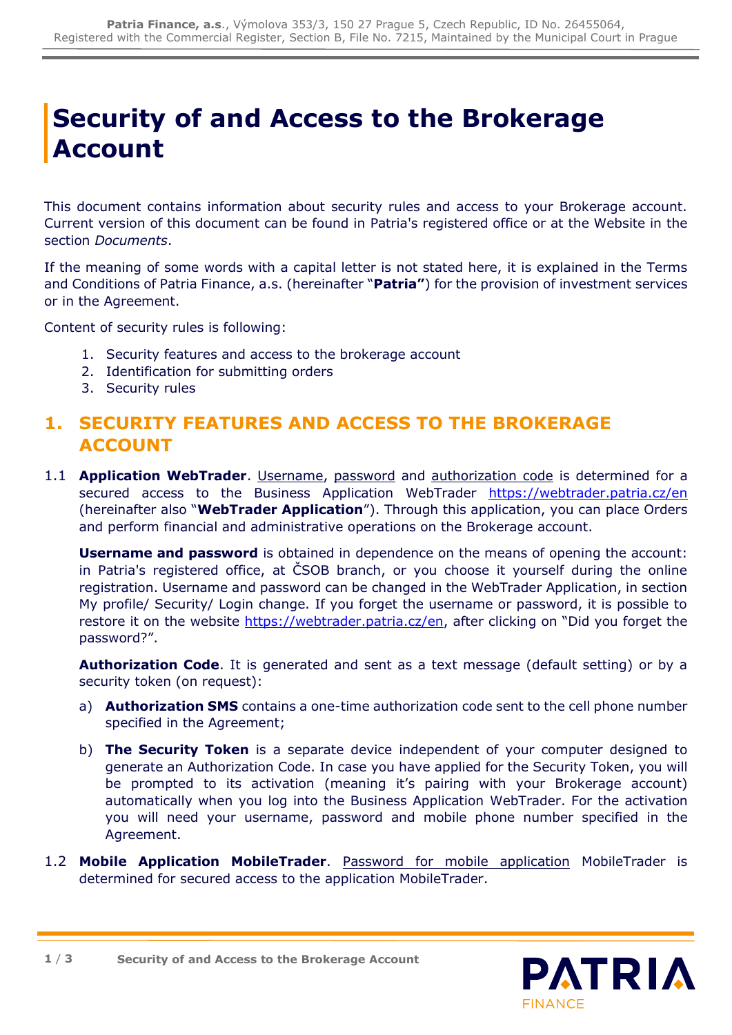# Security of and Access to the Brokerage Account

This document contains information about security rules and access to your Brokerage account. Current version of this document can be found in Patria's registered office or at the Website in the section *Documents*.

If the meaning of some words with a capital letter is not stated here, it is explained in the Terms and Conditions of Patria Finance, a.s. (hereinafter "**Patria"**) for the provision of investment services or in the Agreement.

Content of security rules is following:

1. Security features and access to the brokerage account
2. Identification for submitting orders
3. Security rules

## 1. SECURITY FEATURES AND ACCESS TO THE BROKERAGE ACCOUNT

1.1 **Application WebTrader**. Username, password and authorization code is determined for a secured access to the Business Application WebTrader https://webtrader.patria.cz/en (hereinafter also "**WebTrader Application**"). Through this application, you can place Orders and perform financial and administrative operations on the Brokerage account.

**Username and password** is obtained in dependence on the means of opening the account: in Patria's registered office, at ČSOB branch, or you choose it yourself during the online registration. Username and password can be changed in the WebTrader Application, in section My profile/ Security/ Login change. If you forget the username or password, it is possible to restore it on the website https://webtrader.patria.cz/en, after clicking on "Did you forget the password?".

**Authorization Code**. It is generated and sent as a text message (default setting) or by a security token (on request):

a) **Authorization SMS** contains a one-time authorization code sent to the cell phone number specified in the Agreement;

b) **The Security Token** is a separate device independent of your computer designed to generate an Authorization Code. In case you have applied for the Security Token, you will be prompted to its activation (meaning it's pairing with your Brokerage account) automatically when you log into the Business Application WebTrader. For the activation you will need your username, password and mobile phone number specified in the Agreement.

1.2 **Mobile Application MobileTrader**. Password for mobile application MobileTrader is determined for secured access to the application MobileTrader.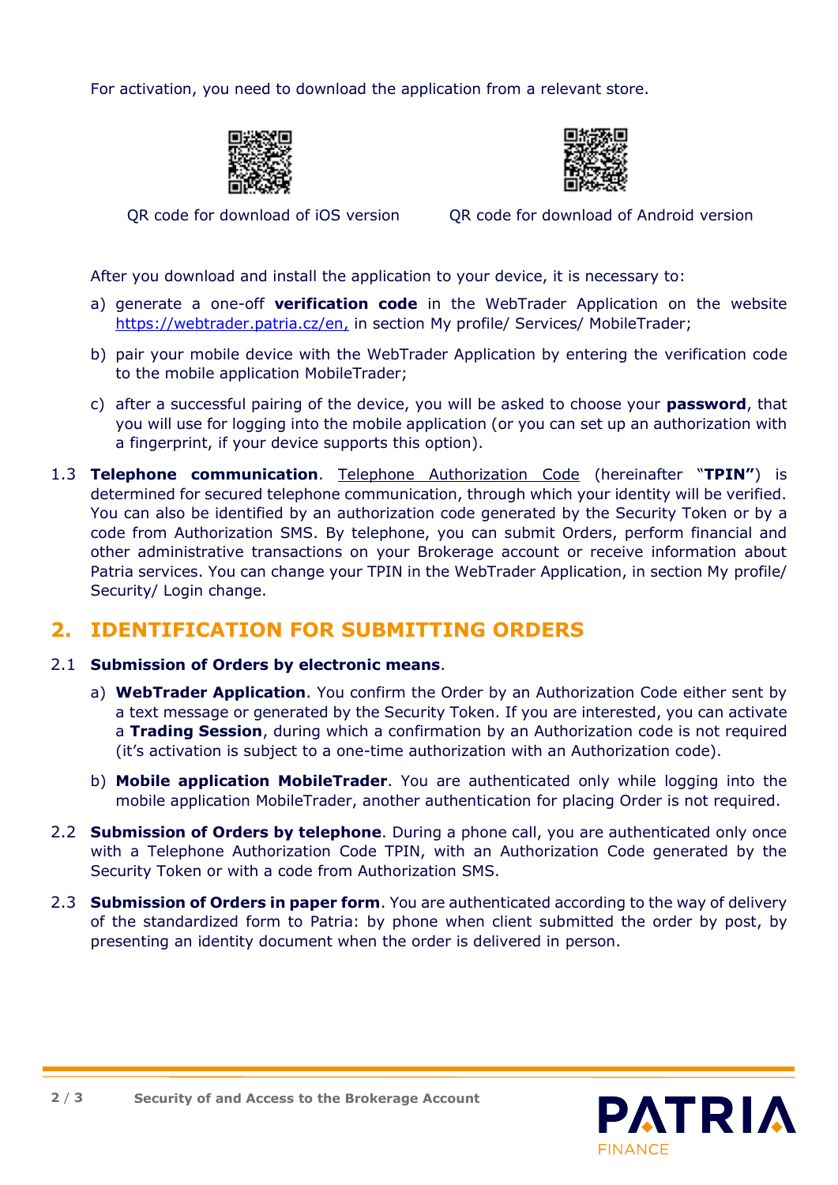For activation, you need to download the application from a relevant store.

QR code for download of iOS version

QR code for download of Android version

After you download and install the application to your device, it is necessary to:

a) generate a one-off **verification code** in the WebTrader Application on the website https://webtrader.patria.cz/en, in section My profile/ Services/ MobileTrader;

b) pair your mobile device with the WebTrader Application by entering the verification code to the mobile application MobileTrader;

c) after a successful pairing of the device, you will be asked to choose your **password**, that you will use for logging into the mobile application (or you can set up an authorization with a fingerprint, if your device supports this option).

1.3 **Telephone communication**. Telephone Authorization Code (hereinafter "**TPIN"**) is determined for secured telephone communication, through which your identity will be verified. You can also be identified by an authorization code generated by the Security Token or by a code from Authorization SMS. By telephone, you can submit Orders, perform financial and other administrative transactions on your Brokerage account or receive information about Patria services. You can change your TPIN in the WebTrader Application, in section My profile/ Security/ Login change.

## 2. IDENTIFICATION FOR SUBMITTING ORDERS

2.1 **Submission of Orders by electronic means**.

a) **WebTrader Application**. You confirm the Order by an Authorization Code either sent by a text message or generated by the Security Token. If you are interested, you can activate a **Trading Session**, during which a confirmation by an Authorization code is not required (it's activation is subject to a one-time authorization with an Authorization code).

b) **Mobile application MobileTrader**. You are authenticated only while logging into the mobile application MobileTrader, another authentication for placing Order is not required.

2.2 **Submission of Orders by telephone**. During a phone call, you are authenticated only once with a Telephone Authorization Code TPIN, with an Authorization Code generated by the Security Token or with a code from Authorization SMS.

2.3 **Submission of Orders in paper form**. You are authenticated according to the way of delivery of the standardized form to Patria: by phone when client submitted the order by post, by presenting an identity document when the order is delivered in person.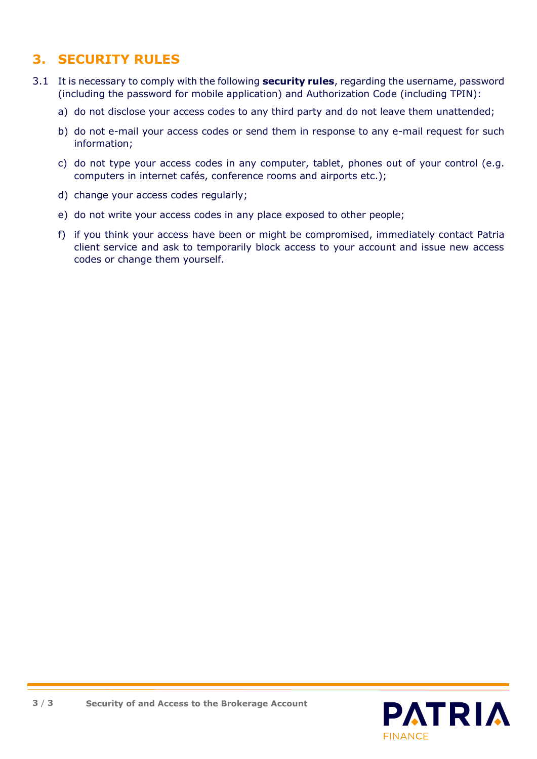## 3. SECURITY RULES

3.1 It is necessary to comply with the following **security rules**, regarding the username, password (including the password for mobile application) and Authorization Code (including TPIN):

a) do not disclose your access codes to any third party and do not leave them unattended;

b) do not e-mail your access codes or send them in response to any e-mail request for such information;

c) do not type your access codes in any computer, tablet, phones out of your control (e.g. computers in internet cafés, conference rooms and airports etc.);

d) change your access codes regularly;

e) do not write your access codes in any place exposed to other people;

f) if you think your access have been or might be compromised, immediately contact Patria client service and ask to temporarily block access to your account and issue new access codes or change them yourself.